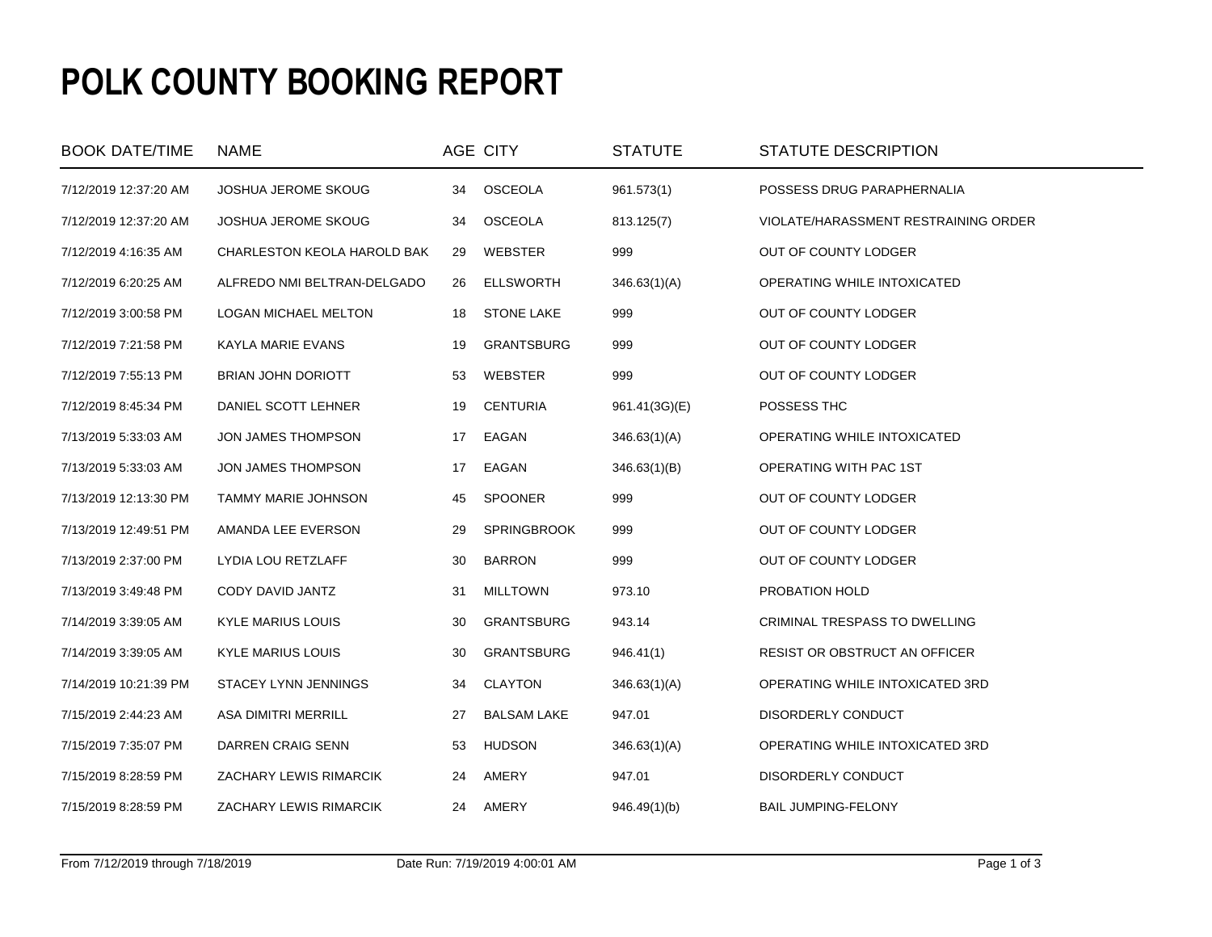# POLK COUNTY BOOKING REPORT

| BOOK DATE/TIME | NAME | AGE | CITY | STATUTE | STATUTE DESCRIPTION |
|---|---|---|---|---|---|
| 7/12/2019 12:37:20 AM | JOSHUA JEROME SKOUG | 34 | OSCEOLA | 961.573(1) | POSSESS DRUG PARAPHERNALIA |
| 7/12/2019 12:37:20 AM | JOSHUA JEROME SKOUG | 34 | OSCEOLA | 813.125(7) | VIOLATE/HARASSMENT RESTRAINING ORDER |
| 7/12/2019 4:16:35 AM | CHARLESTON KEOLA HAROLD BAK | 29 | WEBSTER | 999 | OUT OF COUNTY LODGER |
| 7/12/2019 6:20:25 AM | ALFREDO NMI BELTRAN-DELGADO | 26 | ELLSWORTH | 346.63(1)(A) | OPERATING WHILE INTOXICATED |
| 7/12/2019 3:00:58 PM | LOGAN MICHAEL MELTON | 18 | STONE LAKE | 999 | OUT OF COUNTY LODGER |
| 7/12/2019 7:21:58 PM | KAYLA MARIE EVANS | 19 | GRANTSBURG | 999 | OUT OF COUNTY LODGER |
| 7/12/2019 7:55:13 PM | BRIAN JOHN DORIOTT | 53 | WEBSTER | 999 | OUT OF COUNTY LODGER |
| 7/12/2019 8:45:34 PM | DANIEL SCOTT LEHNER | 19 | CENTURIA | 961.41(3G)(E) | POSSESS THC |
| 7/13/2019 5:33:03 AM | JON JAMES THOMPSON | 17 | EAGAN | 346.63(1)(A) | OPERATING WHILE INTOXICATED |
| 7/13/2019 5:33:03 AM | JON JAMES THOMPSON | 17 | EAGAN | 346.63(1)(B) | OPERATING WITH PAC 1ST |
| 7/13/2019 12:13:30 PM | TAMMY MARIE JOHNSON | 45 | SPOONER | 999 | OUT OF COUNTY LODGER |
| 7/13/2019 12:49:51 PM | AMANDA LEE EVERSON | 29 | SPRINGBROOK | 999 | OUT OF COUNTY LODGER |
| 7/13/2019 2:37:00 PM | LYDIA LOU RETZLAFF | 30 | BARRON | 999 | OUT OF COUNTY LODGER |
| 7/13/2019 3:49:48 PM | CODY DAVID JANTZ | 31 | MILLTOWN | 973.10 | PROBATION HOLD |
| 7/14/2019 3:39:05 AM | KYLE MARIUS LOUIS | 30 | GRANTSBURG | 943.14 | CRIMINAL TRESPASS TO DWELLING |
| 7/14/2019 3:39:05 AM | KYLE MARIUS LOUIS | 30 | GRANTSBURG | 946.41(1) | RESIST OR OBSTRUCT AN OFFICER |
| 7/14/2019 10:21:39 PM | STACEY LYNN JENNINGS | 34 | CLAYTON | 346.63(1)(A) | OPERATING WHILE INTOXICATED 3RD |
| 7/15/2019 2:44:23 AM | ASA DIMITRI MERRILL | 27 | BALSAM LAKE | 947.01 | DISORDERLY CONDUCT |
| 7/15/2019 7:35:07 PM | DARREN CRAIG SENN | 53 | HUDSON | 346.63(1)(A) | OPERATING WHILE INTOXICATED 3RD |
| 7/15/2019 8:28:59 PM | ZACHARY LEWIS RIMARCIK | 24 | AMERY | 947.01 | DISORDERLY CONDUCT |
| 7/15/2019 8:28:59 PM | ZACHARY LEWIS RIMARCIK | 24 | AMERY | 946.49(1)(b) | BAIL JUMPING-FELONY |

From 7/12/2019 through 7/18/2019 Date Run: 7/19/2019 4:00:01 AM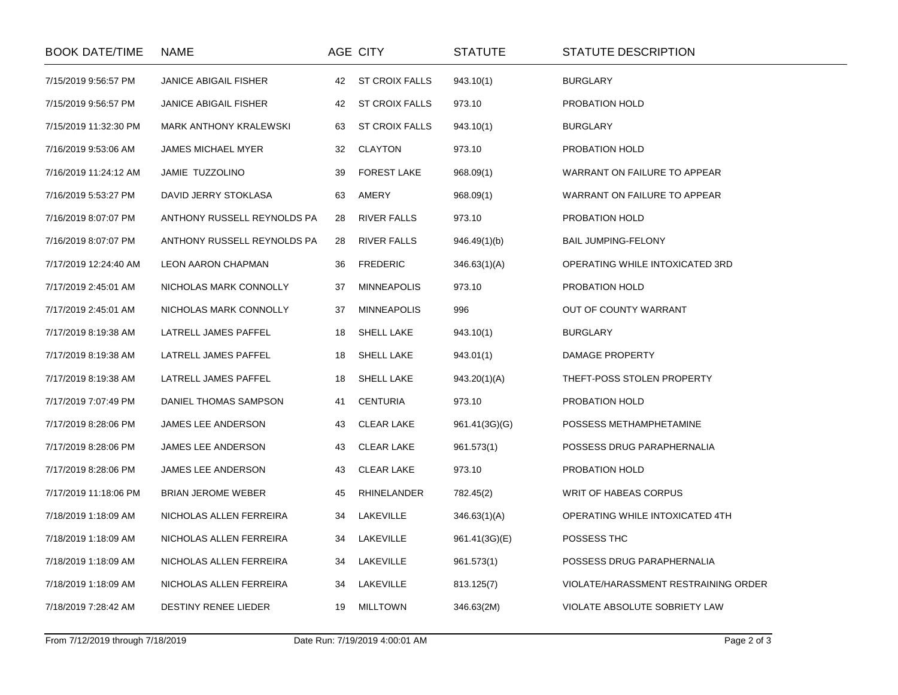| BOOK DATE/TIME | NAME | AGE | CITY | STATUTE | STATUTE DESCRIPTION |
|---|---|---|---|---|---|
| 7/15/2019 9:56:57 PM | JANICE ABIGAIL FISHER | 42 | ST CROIX FALLS | 943.10(1) | BURGLARY |
| 7/15/2019 9:56:57 PM | JANICE ABIGAIL FISHER | 42 | ST CROIX FALLS | 973.10 | PROBATION HOLD |
| 7/15/2019 11:32:30 PM | MARK ANTHONY KRALEWSKI | 63 | ST CROIX FALLS | 943.10(1) | BURGLARY |
| 7/16/2019 9:53:06 AM | JAMES MICHAEL MYER | 32 | CLAYTON | 973.10 | PROBATION HOLD |
| 7/16/2019 11:24:12 AM | JAMIE TUZZOLINO | 39 | FOREST LAKE | 968.09(1) | WARRANT ON FAILURE TO APPEAR |
| 7/16/2019 5:53:27 PM | DAVID JERRY STOKLASA | 63 | AMERY | 968.09(1) | WARRANT ON FAILURE TO APPEAR |
| 7/16/2019 8:07:07 PM | ANTHONY RUSSELL REYNOLDS PA | 28 | RIVER FALLS | 973.10 | PROBATION HOLD |
| 7/16/2019 8:07:07 PM | ANTHONY RUSSELL REYNOLDS PA | 28 | RIVER FALLS | 946.49(1)(b) | BAIL JUMPING-FELONY |
| 7/17/2019 12:24:40 AM | LEON AARON CHAPMAN | 36 | FREDERIC | 346.63(1)(A) | OPERATING WHILE INTOXICATED 3RD |
| 7/17/2019 2:45:01 AM | NICHOLAS MARK CONNOLLY | 37 | MINNEAPOLIS | 973.10 | PROBATION HOLD |
| 7/17/2019 2:45:01 AM | NICHOLAS MARK CONNOLLY | 37 | MINNEAPOLIS | 996 | OUT OF COUNTY WARRANT |
| 7/17/2019 8:19:38 AM | LATRELL JAMES PAFFEL | 18 | SHELL LAKE | 943.10(1) | BURGLARY |
| 7/17/2019 8:19:38 AM | LATRELL JAMES PAFFEL | 18 | SHELL LAKE | 943.01(1) | DAMAGE PROPERTY |
| 7/17/2019 8:19:38 AM | LATRELL JAMES PAFFEL | 18 | SHELL LAKE | 943.20(1)(A) | THEFT-POSS STOLEN PROPERTY |
| 7/17/2019 7:07:49 PM | DANIEL THOMAS SAMPSON | 41 | CENTURIA | 973.10 | PROBATION HOLD |
| 7/17/2019 8:28:06 PM | JAMES LEE ANDERSON | 43 | CLEAR LAKE | 961.41(3G)(G) | POSSESS METHAMPHETAMINE |
| 7/17/2019 8:28:06 PM | JAMES LEE ANDERSON | 43 | CLEAR LAKE | 961.573(1) | POSSESS DRUG PARAPHERNALIA |
| 7/17/2019 8:28:06 PM | JAMES LEE ANDERSON | 43 | CLEAR LAKE | 973.10 | PROBATION HOLD |
| 7/17/2019 11:18:06 PM | BRIAN JEROME WEBER | 45 | RHINELANDER | 782.45(2) | WRIT OF HABEAS CORPUS |
| 7/18/2019 1:18:09 AM | NICHOLAS ALLEN FERREIRA | 34 | LAKEVILLE | 346.63(1)(A) | OPERATING WHILE INTOXICATED 4TH |
| 7/18/2019 1:18:09 AM | NICHOLAS ALLEN FERREIRA | 34 | LAKEVILLE | 961.41(3G)(E) | POSSESS THC |
| 7/18/2019 1:18:09 AM | NICHOLAS ALLEN FERREIRA | 34 | LAKEVILLE | 961.573(1) | POSSESS DRUG PARAPHERNALIA |
| 7/18/2019 1:18:09 AM | NICHOLAS ALLEN FERREIRA | 34 | LAKEVILLE | 813.125(7) | VIOLATE/HARASSMENT RESTRAINING ORDER |
| 7/18/2019 7:28:42 AM | DESTINY RENEE LIEDER | 19 | MILLTOWN | 346.63(2M) | VIOLATE ABSOLUTE SOBRIETY LAW |

From 7/12/2019 through 7/18/2019    Date Run: 7/19/2019 4:00:01 AM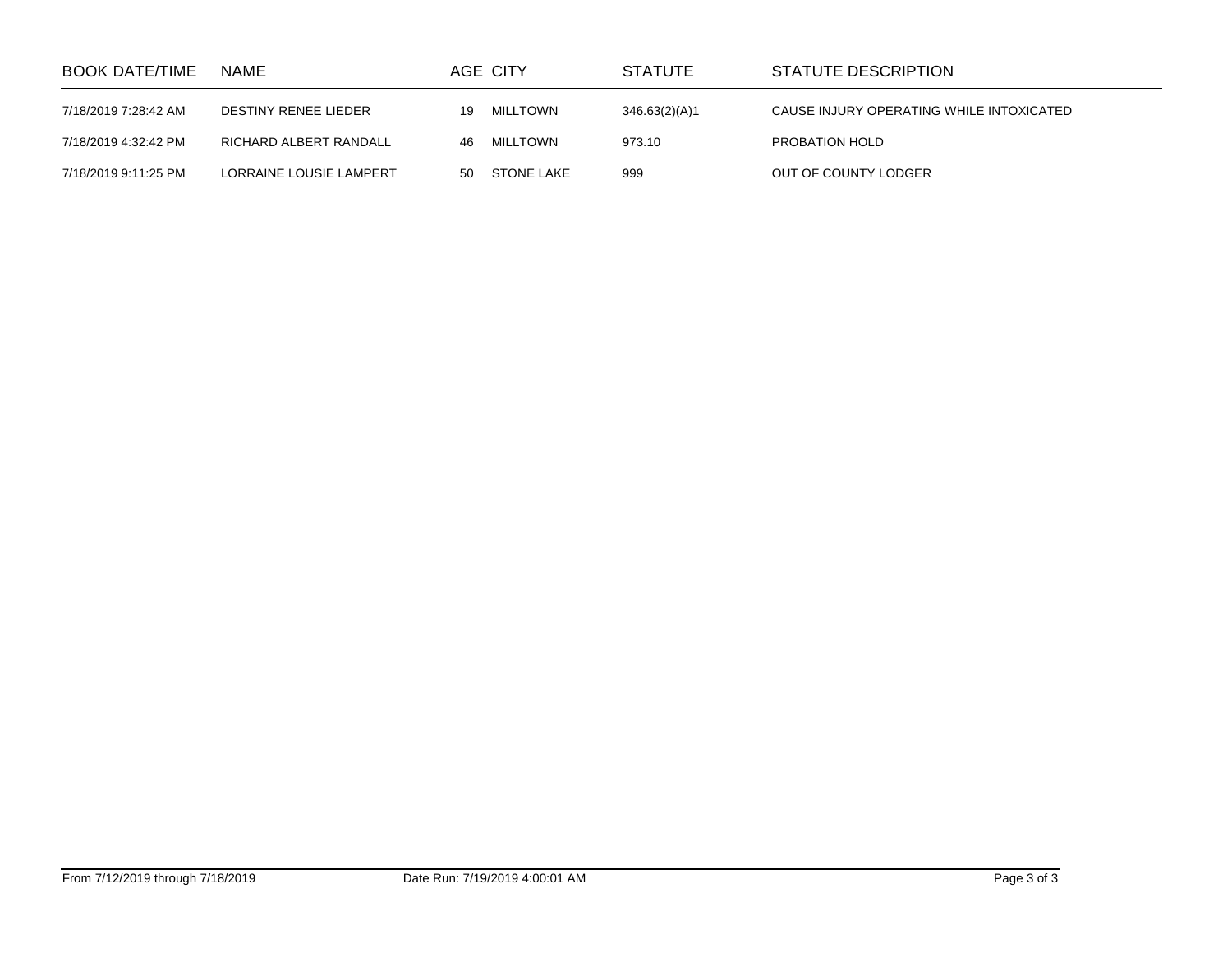| BOOK DATE/TIME | NAME | AGE | CITY | STATUTE | STATUTE DESCRIPTION |
|---|---|---|---|---|---|
| 7/18/2019 7:28:42 AM | DESTINY RENEE LIEDER | 19 | MILLTOWN | 346.63(2)(A)1 | CAUSE INJURY OPERATING WHILE INTOXICATED |
| 7/18/2019 4:32:42 PM | RICHARD ALBERT RANDALL | 46 | MILLTOWN | 973.10 | PROBATION HOLD |
| 7/18/2019 9:11:25 PM | LORRAINE LOUSIE LAMPERT | 50 | STONE LAKE | 999 | OUT OF COUNTY LODGER |

From 7/12/2019 through 7/18/2019

Date Run: 7/19/2019 4:00:01 AM